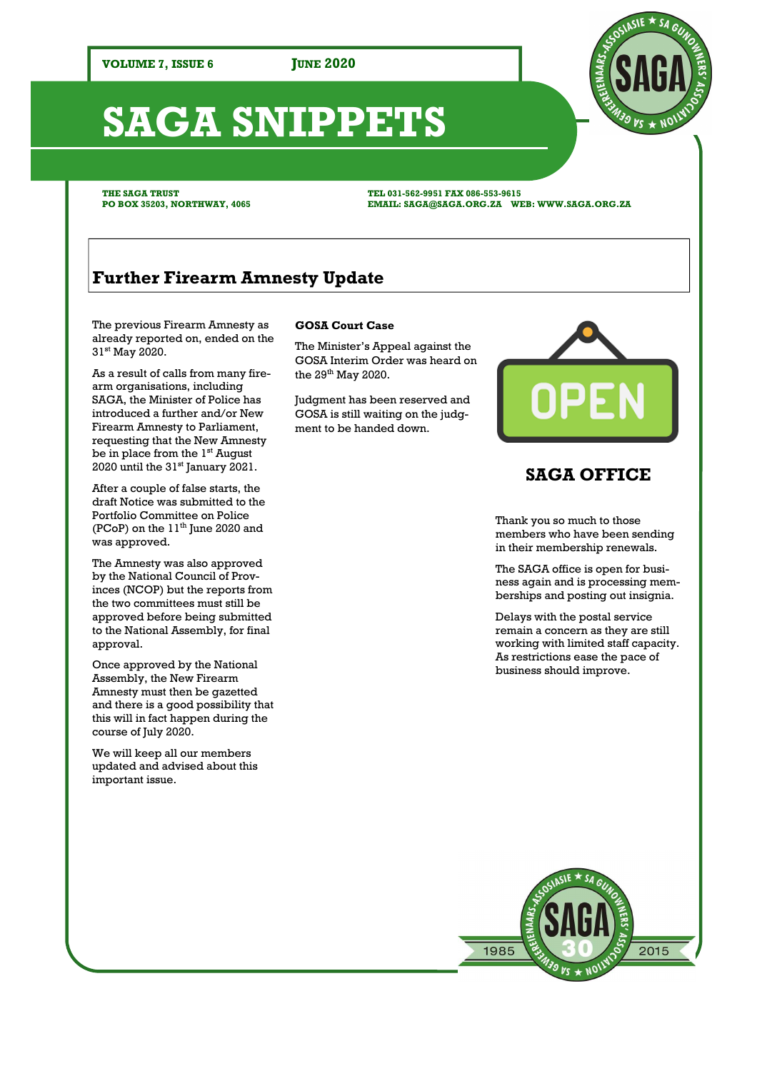# SAGA SNIPPETS

**VOLUME 7, ISSUE 6** **JUNE 2020**

**THE SAGA TRUST**
**PO BOX 35203, NORTHWAY, 4065**

**TEL 031-562-9951 FAX 086-553-9615**
**EMAIL: SAGA@SAGA.ORG.ZA WEB: WWW.SAGA.ORG.ZA**

## Further Firearm Amnesty Update

The previous Firearm Amnesty as already reported on, ended on the 31st May 2020.

As a result of calls from many firearm organisations, including SAGA, the Minister of Police has introduced a further and/or New Firearm Amnesty to Parliament, requesting that the New Amnesty be in place from the 1st August 2020 until the 31st January 2021.

After a couple of false starts, the draft Notice was submitted to the Portfolio Committee on Police (PCoP) on the 11th June 2020 and was approved.

The Amnesty was also approved by the National Council of Provinces (NCOP) but the reports from the two committees must still be approved before being submitted to the National Assembly, for final approval.

Once approved by the National Assembly, the New Firearm Amnesty must then be gazetted and there is a good possibility that this will in fact happen during the course of July 2020.

We will keep all our members updated and advised about this important issue.

**GOSA Court Case**

The Minister's Appeal against the GOSA Interim Order was heard on the 29th May 2020.

Judgment has been reserved and GOSA is still waiting on the judgment to be handed down.

## SAGA OFFICE

Thank you so much to those members who have been sending in their membership renewals.

The SAGA office is open for business again and is processing memberships and posting out insignia.

Delays with the postal service remain a concern as they are still working with limited staff capacity. As restrictions ease the pace of business should improve.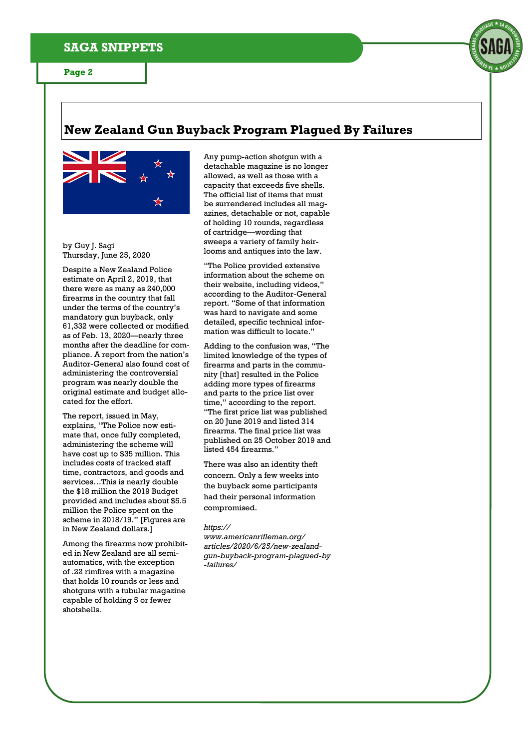## New Zealand Gun Buyback Program Plagued By Failures

by Guy J. Sagi
Thursday, June 25, 2020

Despite a New Zealand Police estimate on April 2, 2019, that there were as many as 240,000 firearms in the country that fall under the terms of the country's mandatory gun buyback, only 61,332 were collected or modified as of Feb. 13, 2020—nearly three months after the deadline for compliance. A report from the nation's Auditor-General also found cost of administering the controversial program was nearly double the original estimate and budget allocated for the effort.

The report, issued in May, explains, "The Police now estimate that, once fully completed, administering the scheme will have cost up to $35 million. This includes costs of tracked staff time, contractors, and goods and services…This is nearly double the $18 million the 2019 Budget provided and includes about $5.5 million the Police spent on the scheme in 2018/19." [Figures are in New Zealand dollars.]

Among the firearms now prohibited in New Zealand are all semi-automatics, with the exception of .22 rimfires with a magazine that holds 10 rounds or less and shotguns with a tubular magazine capable of holding 5 or fewer shotshells.

Any pump-action shotgun with a detachable magazine is no longer allowed, as well as those with a capacity that exceeds five shells. The official list of items that must be surrendered includes all magazines, detachable or not, capable of holding 10 rounds, regardless of cartridge—wording that sweeps a variety of family heirlooms and antiques into the law.

"The Police provided extensive information about the scheme on their website, including videos," according to the Auditor-General report. "Some of that information was hard to navigate and some detailed, specific technical information was difficult to locate."

Adding to the confusion was, "The limited knowledge of the types of firearms and parts in the community [that] resulted in the Police adding more types of firearms and parts to the price list over time," according to the report. "The first price list was published on 20 June 2019 and listed 314 firearms. The final price list was published on 25 October 2019 and listed 454 firearms."

There was also an identity theft concern. Only a few weeks into the buyback some participants had their personal information compromised.

*https://www.americanrifleman.org/articles/2020/6/25/new-zealand-gun-buyback-program-plagued-by-failures/*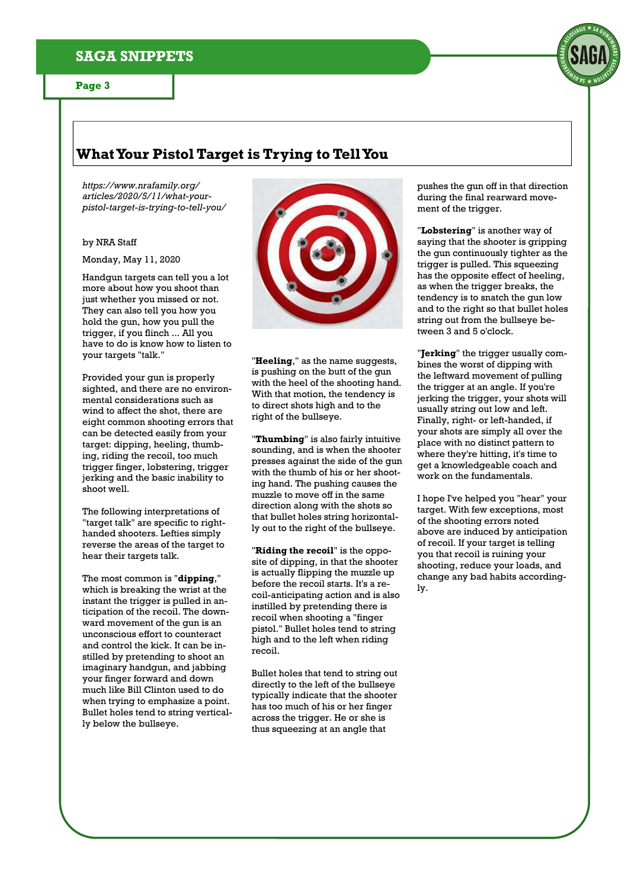## What Your Pistol Target is Trying to Tell You

*https://www.nrafamily.org/articles/2020/5/11/what-your-pistol-target-is-trying-to-tell-you/*

by NRA Staff

Monday, May 11, 2020

Handgun targets can tell you a lot more about how you shoot than just whether you missed or not. They can also tell you how you hold the gun, how you pull the trigger, if you flinch ... All you have to do is know how to listen to your targets "talk."

Provided your gun is properly sighted, and there are no environmental considerations such as wind to affect the shot, there are eight common shooting errors that can be detected easily from your target: dipping, heeling, thumbing, riding the recoil, too much trigger finger, lobstering, trigger jerking and the basic inability to shoot well.

The following interpretations of "target talk" are specific to right-handed shooters. Lefties simply reverse the areas of the target to hear their targets talk.

The most common is "**dipping**," which is breaking the wrist at the instant the trigger is pulled in anticipation of the recoil. The downward movement of the gun is an unconscious effort to counteract and control the kick. It can be instilled by pretending to shoot an imaginary handgun, and jabbing your finger forward and down much like Bill Clinton used to do when trying to emphasize a point. Bullet holes tend to string vertically below the bullseye.

"**Heeling**," as the name suggests, is pushing on the butt of the gun with the heel of the shooting hand. With that motion, the tendency is to direct shots high and to the right of the bullseye.

"**Thumbing**" is also fairly intuitive sounding, and is when the shooter presses against the side of the gun with the thumb of his or her shooting hand. The pushing causes the muzzle to move off in the same direction along with the shots so that bullet holes string horizontally out to the right of the bullseye.

"**Riding the recoil**" is the opposite of dipping, in that the shooter is actually flipping the muzzle up before the recoil starts. It's a recoil-anticipating action and is also instilled by pretending there is recoil when shooting a "finger pistol." Bullet holes tend to string high and to the left when riding recoil.

Bullet holes that tend to string out directly to the left of the bullseye typically indicate that the shooter has too much of his or her finger across the trigger. He or she is thus squeezing at an angle that pushes the gun off in that direction during the final rearward movement of the trigger.

"**Lobstering**" is another way of saying that the shooter is gripping the gun continuously tighter as the trigger is pulled. This squeezing has the opposite effect of heeling, as when the trigger breaks, the tendency is to snatch the gun low and to the right so that bullet holes string out from the bullseye between 3 and 5 o'clock.

"**Jerking**" the trigger usually combines the worst of dipping with the leftward movement of pulling the trigger at an angle. If you're jerking the trigger, your shots will usually string out low and left. Finally, right- or left-handed, if your shots are simply all over the place with no distinct pattern to where they're hitting, it's time to get a knowledgeable coach and work on the fundamentals.

I hope I've helped you "hear" your target. With few exceptions, most of the shooting errors noted above are induced by anticipation of recoil. If your target is telling you that recoil is ruining your shooting, reduce your loads, and change any bad habits accordingly.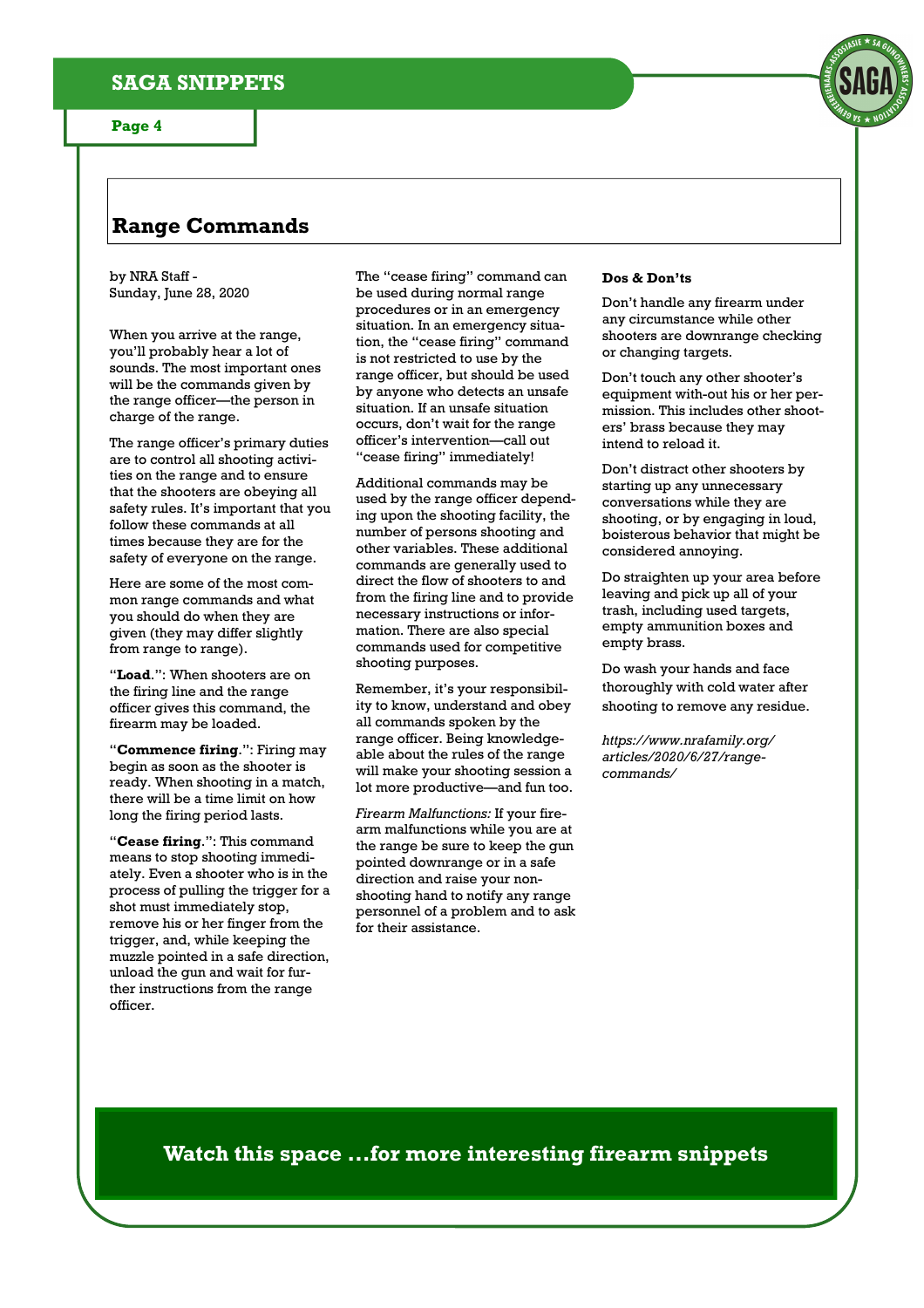## Range Commands

by NRA Staff -
Sunday, June 28, 2020

When you arrive at the range, you'll probably hear a lot of sounds. The most important ones will be the commands given by the range officer—the person in charge of the range.

The range officer's primary duties are to control all shooting activities on the range and to ensure that the shooters are obeying all safety rules. It's important that you follow these commands at all times because they are for the safety of everyone on the range.

Here are some of the most common range commands and what you should do when they are given (they may differ slightly from range to range).

"**Load**.": When shooters are on the firing line and the range officer gives this command, the firearm may be loaded.

"**Commence firing**.": Firing may begin as soon as the shooter is ready. When shooting in a match, there will be a time limit on how long the firing period lasts.

"**Cease firing**.": This command means to stop shooting immediately. Even a shooter who is in the process of pulling the trigger for a shot must immediately stop, remove his or her finger from the trigger, and, while keeping the muzzle pointed in a safe direction, unload the gun and wait for further instructions from the range officer.

The "cease firing" command can be used during normal range procedures or in an emergency situation. In an emergency situation, the "cease firing" command is not restricted to use by the range officer, but should be used by anyone who detects an unsafe situation. If an unsafe situation occurs, don't wait for the range officer's intervention—call out "cease firing" immediately!

Additional commands may be used by the range officer depending upon the shooting facility, the number of persons shooting and other variables. These additional commands are generally used to direct the flow of shooters to and from the firing line and to provide necessary instructions or information. There are also special commands used for competitive shooting purposes.

Remember, it's your responsibility to know, understand and obey all commands spoken by the range officer. Being knowledgeable about the rules of the range will make your shooting session a lot more productive—and fun too.

*Firearm Malfunctions:* If your firearm malfunctions while you are at the range be sure to keep the gun pointed downrange or in a safe direction and raise your non-shooting hand to notify any range personnel of a problem and to ask for their assistance.

**Dos & Don'ts**

Don't handle any firearm under any circumstance while other shooters are downrange checking or changing targets.

Don't touch any other shooter's equipment with-out his or her permission. This includes other shooters' brass because they may intend to reload it.

Don't distract other shooters by starting up any unnecessary conversations while they are shooting, or by engaging in loud, boisterous behavior that might be considered annoying.

Do straighten up your area before leaving and pick up all of your trash, including used targets, empty ammunition boxes and empty brass.

Do wash your hands and face thoroughly with cold water after shooting to remove any residue.

*https://www.nrafamily.org/articles/2020/6/27/range-commands/*

**Watch this space …for more interesting firearm snippets**